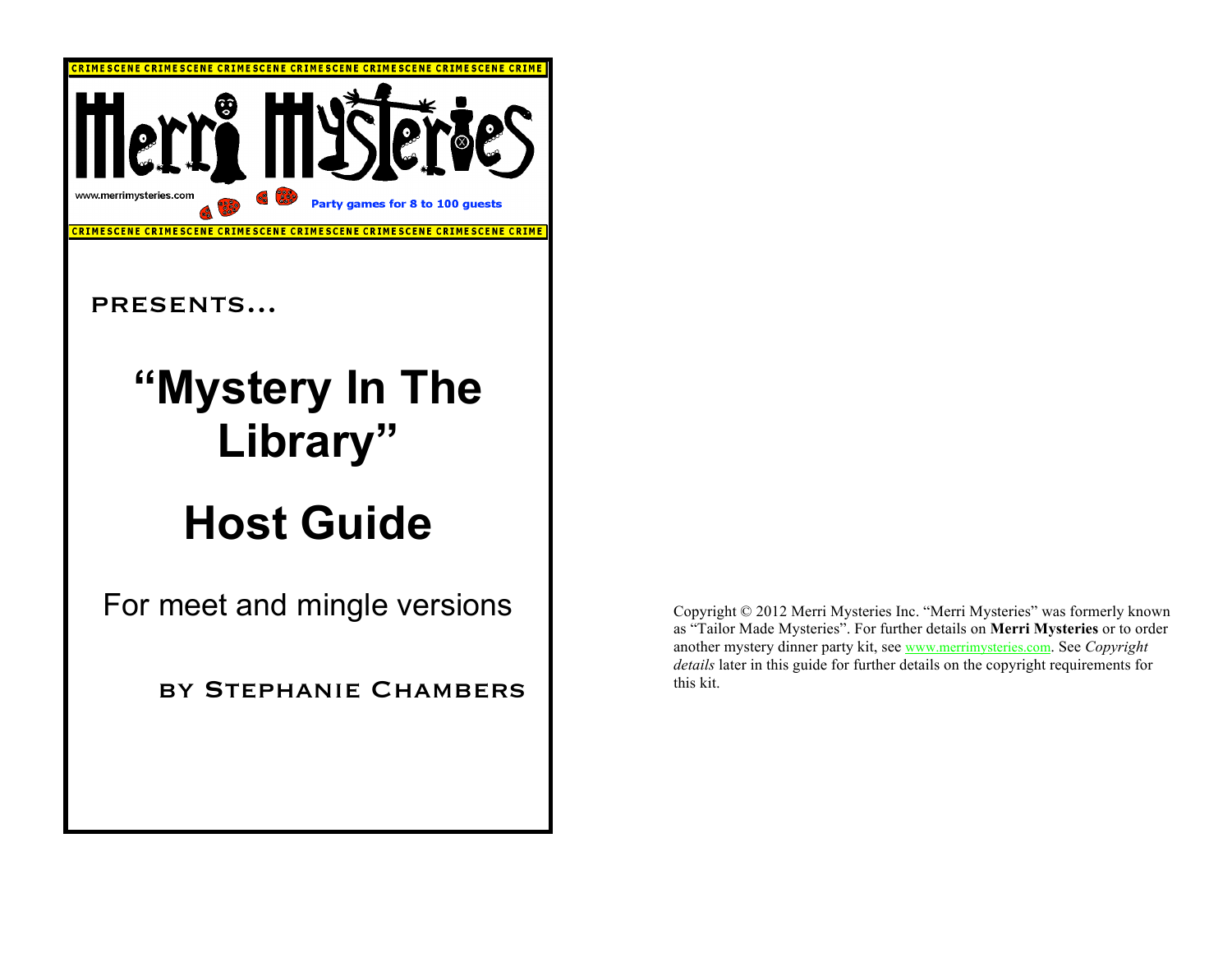CRIMESCENE CRIMESCENE CRIMESCENE CRIMESCENE CRIMESCENE CRIMESCENE CRIME

Merri Mysteries

www.merrimysteries.com

Party games for 8 to 100 guests

CRIMESCENE CRIMESCENE CRIMESCENE CRIMESCENE CRIMESCENE CRIMESCENE CRIME

PRESENTS...

# "Mystery In The Library"

# Host Guide

For meet and mingle versions

BY STEPHANIE CHAMBERS

Copyright © 2012 Merri Mysteries Inc. "Merri Mysteries" was formerly known as "Tailor Made Mysteries". For further details on **Merri Mysteries** or to order another mystery dinner party kit, see www.merrimysteries.com. See *Copyright details* later in this guide for further details on the copyright requirements for this kit.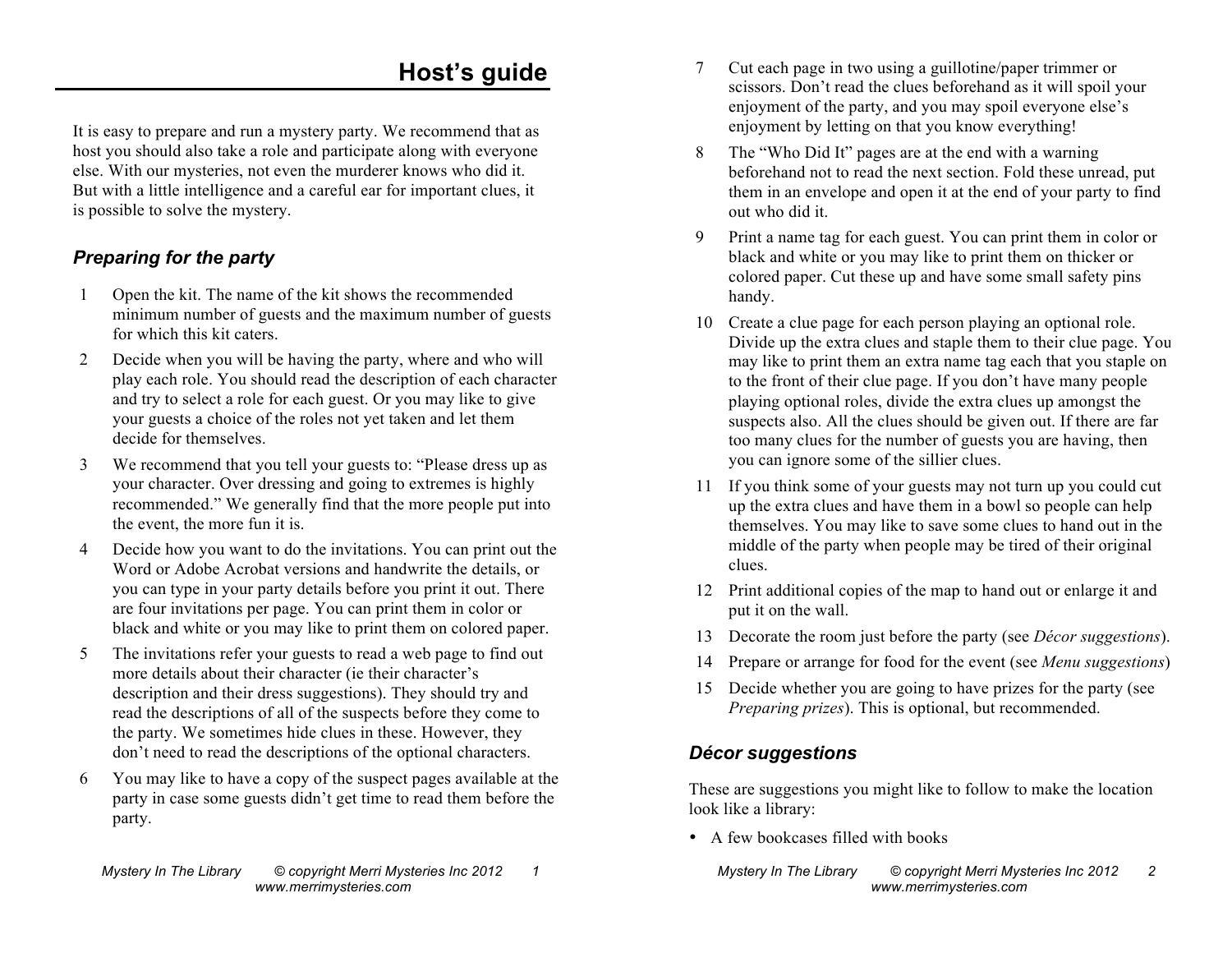# Host's guide

It is easy to prepare and run a mystery party. We recommend that as host you should also take a role and participate along with everyone else. With our mysteries, not even the murderer knows who did it. But with a little intelligence and a careful ear for important clues, it is possible to solve the mystery.

## *Preparing for the party*

1. Open the kit. The name of the kit shows the recommended minimum number of guests and the maximum number of guests for which this kit caters.
2. Decide when you will be having the party, where and who will play each role. You should read the description of each character and try to select a role for each guest. Or you may like to give your guests a choice of the roles not yet taken and let them decide for themselves.
3. We recommend that you tell your guests to: "Please dress up as your character. Over dressing and going to extremes is highly recommended." We generally find that the more people put into the event, the more fun it is.
4. Decide how you want to do the invitations. You can print out the Word or Adobe Acrobat versions and handwrite the details, or you can type in your party details before you print it out. There are four invitations per page. You can print them in color or black and white or you may like to print them on colored paper.
5. The invitations refer your guests to read a web page to find out more details about their character (ie their character's description and their dress suggestions). They should try and read the descriptions of all of the suspects before they come to the party. We sometimes hide clues in these. However, they don't need to read the descriptions of the optional characters.
6. You may like to have a copy of the suspect pages available at the party in case some guests didn't get time to read them before the party.
7. Cut each page in two using a guillotine/paper trimmer or scissors. Don't read the clues beforehand as it will spoil your enjoyment of the party, and you may spoil everyone else's enjoyment by letting on that you know everything!
8. The "Who Did It" pages are at the end with a warning beforehand not to read the next section. Fold these unread, put them in an envelope and open it at the end of your party to find out who did it.
9. Print a name tag for each guest. You can print them in color or black and white or you may like to print them on thicker or colored paper. Cut these up and have some small safety pins handy.
10. Create a clue page for each person playing an optional role. Divide up the extra clues and staple them to their clue page. You may like to print them an extra name tag each that you staple on to the front of their clue page. If you don't have many people playing optional roles, divide the extra clues up amongst the suspects also. All the clues should be given out. If there are far too many clues for the number of guests you are having, then you can ignore some of the sillier clues.
11. If you think some of your guests may not turn up you could cut up the extra clues and have them in a bowl so people can help themselves. You may like to save some clues to hand out in the middle of the party when people may be tired of their original clues.
12. Print additional copies of the map to hand out or enlarge it and put it on the wall.
13. Decorate the room just before the party (see *Décor suggestions*).
14. Prepare or arrange for food for the event (see *Menu suggestions*)
15. Decide whether you are going to have prizes for the party (see *Preparing prizes*). This is optional, but recommended.

## *Décor suggestions*

These are suggestions you might like to follow to make the location look like a library:

- A few bookcases filled with books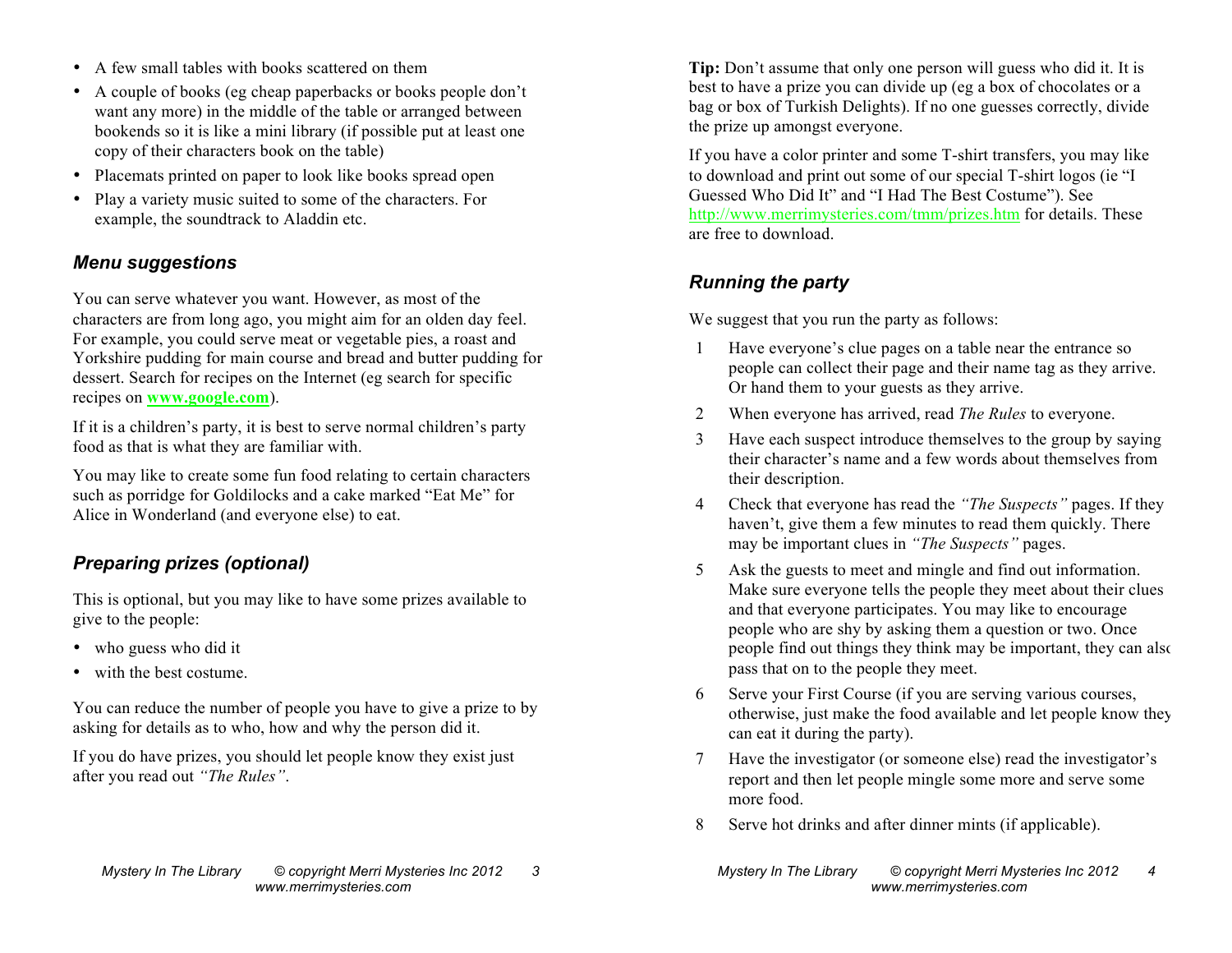- A few small tables with books scattered on them
- A couple of books (eg cheap paperbacks or books people don't want any more) in the middle of the table or arranged between bookends so it is like a mini library (if possible put at least one copy of their characters book on the table)
- Placemats printed on paper to look like books spread open
- Play a variety music suited to some of the characters. For example, the soundtrack to Aladdin etc.

### *Menu suggestions*

You can serve whatever you want. However, as most of the characters are from long ago, you might aim for an olden day feel. For example, you could serve meat or vegetable pies, a roast and Yorkshire pudding for main course and bread and butter pudding for dessert. Search for recipes on the Internet (eg search for specific recipes on **www.google.com**).

If it is a children's party, it is best to serve normal children's party food as that is what they are familiar with.

You may like to create some fun food relating to certain characters such as porridge for Goldilocks and a cake marked "Eat Me" for Alice in Wonderland (and everyone else) to eat.

### *Preparing prizes (optional)*

This is optional, but you may like to have some prizes available to give to the people:

- who guess who did it
- with the best costume.

You can reduce the number of people you have to give a prize to by asking for details as to who, how and why the person did it.

If you do have prizes, you should let people know they exist just after you read out *"The Rules"*.

**Tip:** Don't assume that only one person will guess who did it. It is best to have a prize you can divide up (eg a box of chocolates or a bag or box of Turkish Delights). If no one guesses correctly, divide the prize up amongst everyone.

If you have a color printer and some T-shirt transfers, you may like to download and print out some of our special T-shirt logos (ie "I Guessed Who Did It" and "I Had The Best Costume"). See http://www.merrimysteries.com/tmm/prizes.htm for details. These are free to download.

### *Running the party*

We suggest that you run the party as follows:

1. Have everyone's clue pages on a table near the entrance so people can collect their page and their name tag as they arrive. Or hand them to your guests as they arrive.
2. When everyone has arrived, read *The Rules* to everyone.
3. Have each suspect introduce themselves to the group by saying their character's name and a few words about themselves from their description.
4. Check that everyone has read the *"The Suspects"* pages. If they haven't, give them a few minutes to read them quickly. There may be important clues in *"The Suspects"* pages.
5. Ask the guests to meet and mingle and find out information. Make sure everyone tells the people they meet about their clues and that everyone participates. You may like to encourage people who are shy by asking them a question or two. Once people find out things they think may be important, they can also pass that on to the people they meet.
6. Serve your First Course (if you are serving various courses, otherwise, just make the food available and let people know they can eat it during the party).
7. Have the investigator (or someone else) read the investigator's report and then let people mingle some more and serve some more food.
8. Serve hot drinks and after dinner mints (if applicable).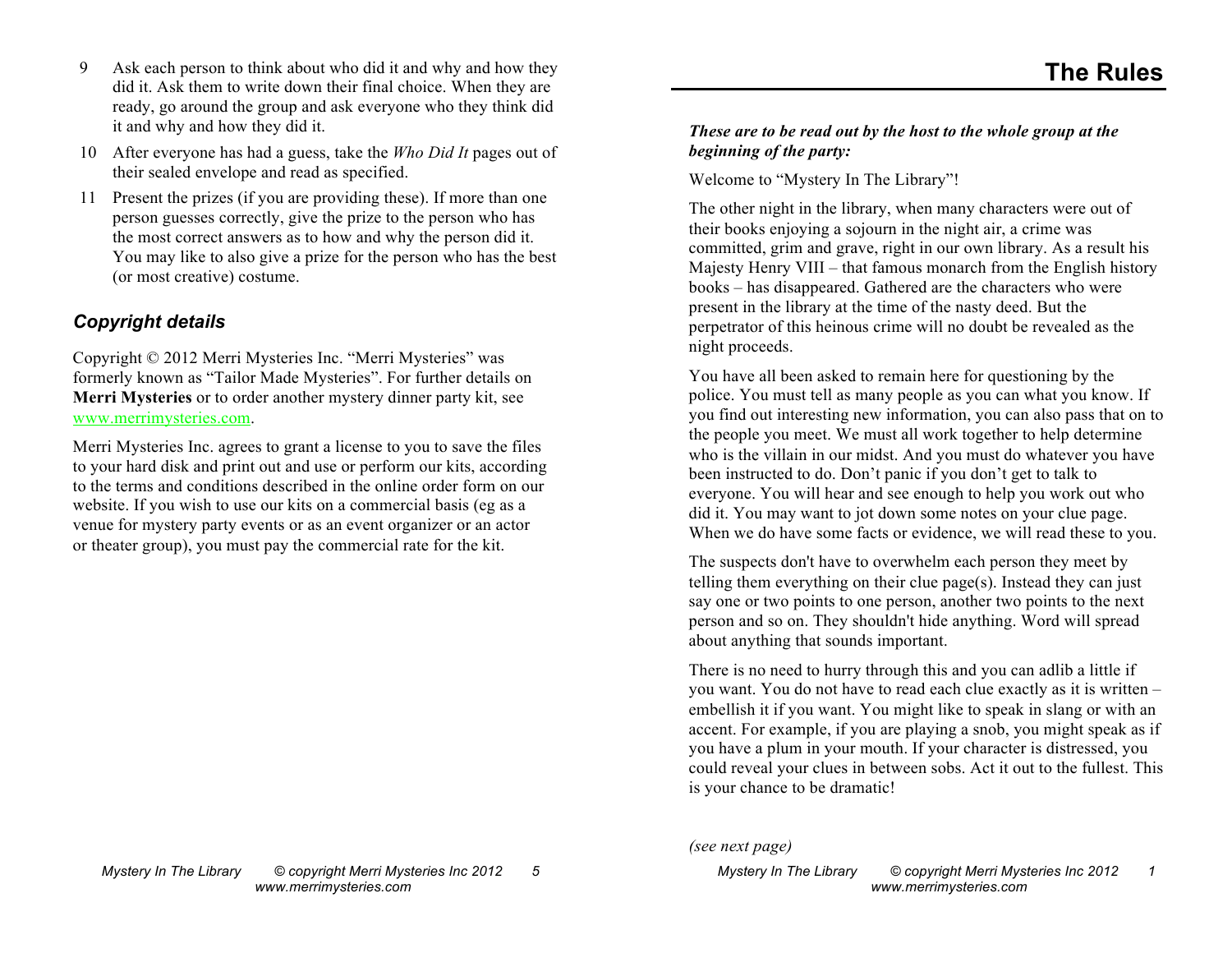9. Ask each person to think about who did it and why and how they did it. Ask them to write down their final choice. When they are ready, go around the group and ask everyone who they think did it and why and how they did it.
10. After everyone has had a guess, take the *Who Did It* pages out of their sealed envelope and read as specified.
11. Present the prizes (if you are providing these). If more than one person guesses correctly, give the prize to the person who has the most correct answers as to how and why the person did it. You may like to also give a prize for the person who has the best (or most creative) costume.

## *Copyright details*

Copyright © 2012 Merri Mysteries Inc. "Merri Mysteries" was formerly known as "Tailor Made Mysteries". For further details on **Merri Mysteries** or to order another mystery dinner party kit, see www.merrimysteries.com.

Merri Mysteries Inc. agrees to grant a license to you to save the files to your hard disk and print out and use or perform our kits, according to the terms and conditions described in the online order form on our website. If you wish to use our kits on a commercial basis (eg as a venue for mystery party events or as an event organizer or an actor or theater group), you must pay the commercial rate for the kit.

# The Rules

***These are to be read out by the host to the whole group at the beginning of the party:***

Welcome to "Mystery In The Library"!

The other night in the library, when many characters were out of their books enjoying a sojourn in the night air, a crime was committed, grim and grave, right in our own library. As a result his Majesty Henry VIII – that famous monarch from the English history books – has disappeared. Gathered are the characters who were present in the library at the time of the nasty deed. But the perpetrator of this heinous crime will no doubt be revealed as the night proceeds.

You have all been asked to remain here for questioning by the police. You must tell as many people as you can what you know. If you find out interesting new information, you can also pass that on to the people you meet. We must all work together to help determine who is the villain in our midst. And you must do whatever you have been instructed to do. Don't panic if you don't get to talk to everyone. You will hear and see enough to help you work out who did it. You may want to jot down some notes on your clue page. When we do have some facts or evidence, we will read these to you.

The suspects don't have to overwhelm each person they meet by telling them everything on their clue page(s). Instead they can just say one or two points to one person, another two points to the next person and so on. They shouldn't hide anything. Word will spread about anything that sounds important.

There is no need to hurry through this and you can adlib a little if you want. You do not have to read each clue exactly as it is written – embellish it if you want. You might like to speak in slang or with an accent. For example, if you are playing a snob, you might speak as if you have a plum in your mouth. If your character is distressed, you could reveal your clues in between sobs. Act it out to the fullest. This is your chance to be dramatic!

*(see next page)*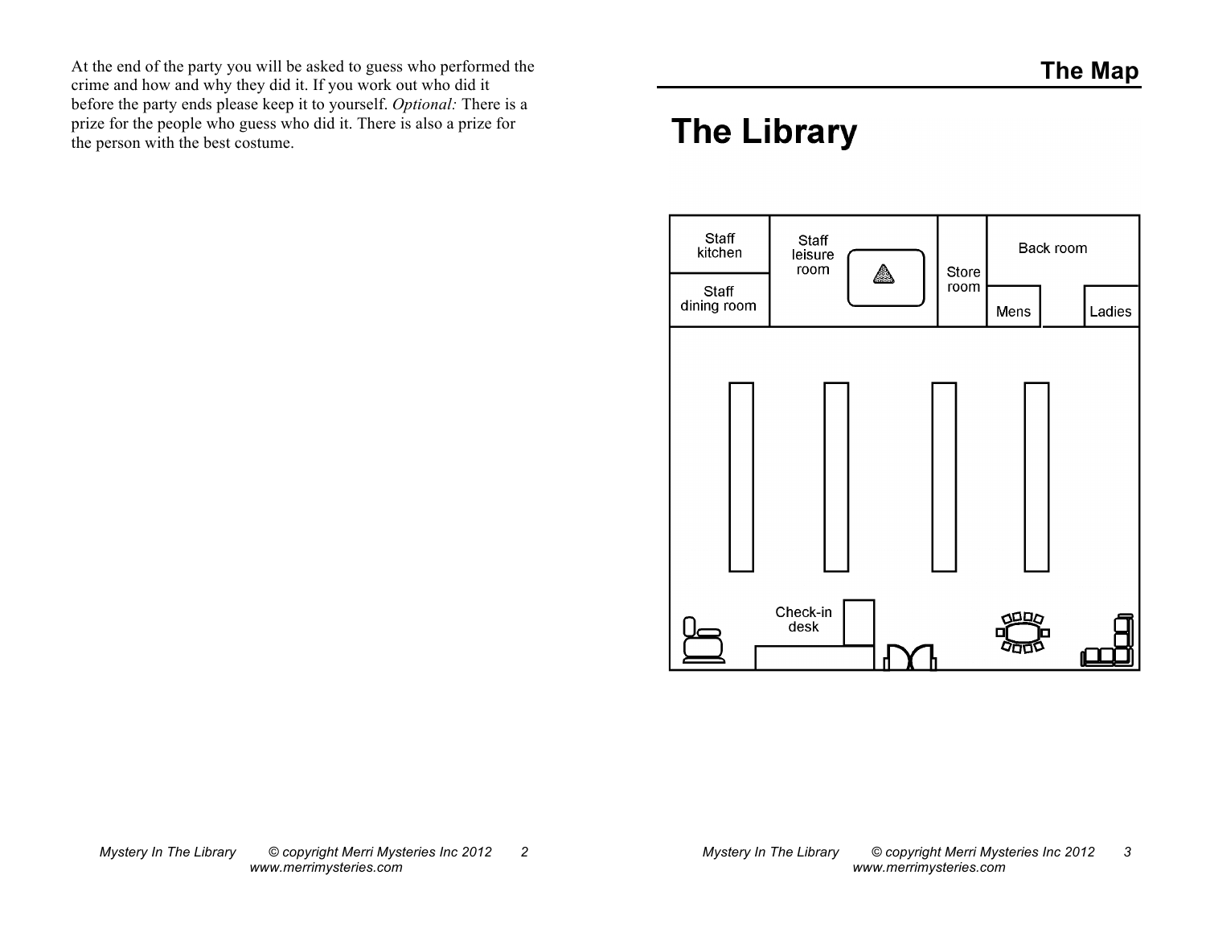At the end of the party you will be asked to guess who performed the crime and how and why they did it. If you work out who did it before the party ends please keep it to yourself. *Optional:* There is a prize for the people who guess who did it. There is also a prize for the person with the best costume.

## The Map

# The Library

Staff kitchen

Staff leisure room

Store room

Back room

Staff dining room

Mens

Ladies

Check-in desk